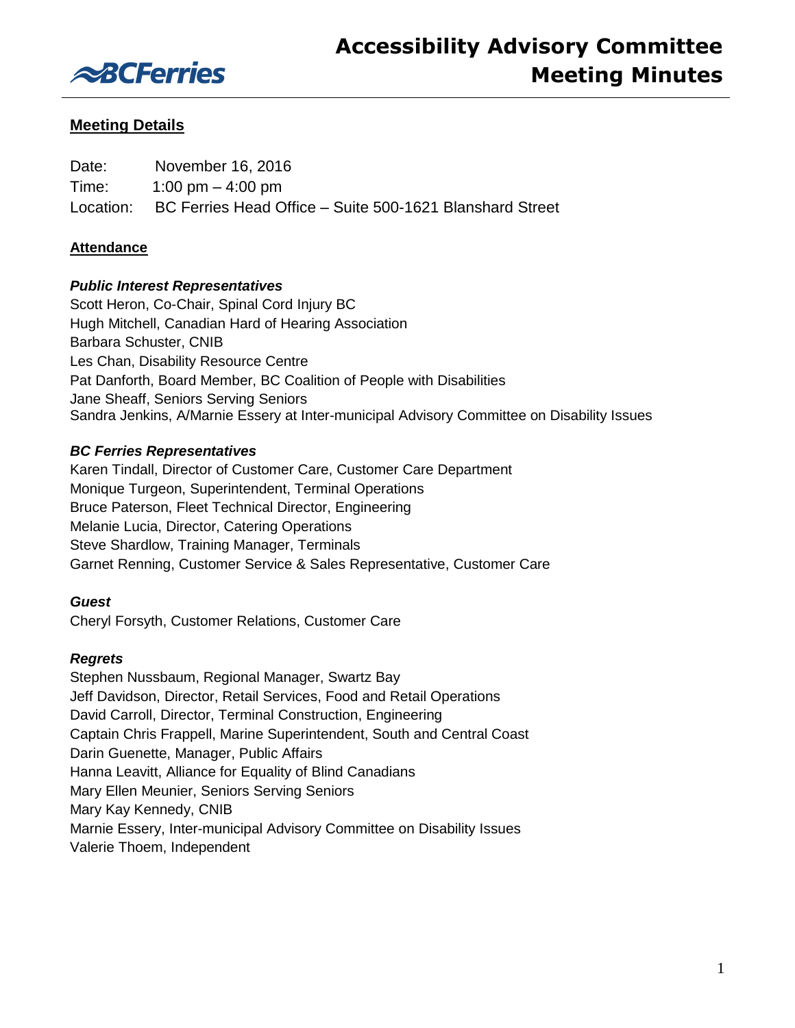# Accessibility Advisory Committee Meeting Minutes

## Meeting Details

Date: November 16, 2016

Time: 1:00 pm – 4:00 pm

Location: BC Ferries Head Office – Suite 500-1621 Blanshard Street

## Attendance

***Public Interest Representatives***

Scott Heron, Co-Chair, Spinal Cord Injury BC
Hugh Mitchell, Canadian Hard of Hearing Association
Barbara Schuster, CNIB
Les Chan, Disability Resource Centre
Pat Danforth, Board Member, BC Coalition of People with Disabilities
Jane Sheaff, Seniors Serving Seniors
Sandra Jenkins, A/Marnie Essery at Inter-municipal Advisory Committee on Disability Issues

***BC Ferries Representatives***

Karen Tindall, Director of Customer Care, Customer Care Department
Monique Turgeon, Superintendent, Terminal Operations
Bruce Paterson, Fleet Technical Director, Engineering
Melanie Lucia, Director, Catering Operations
Steve Shardlow, Training Manager, Terminals
Garnet Renning, Customer Service & Sales Representative, Customer Care

***Guest***

Cheryl Forsyth, Customer Relations, Customer Care

***Regrets***

Stephen Nussbaum, Regional Manager, Swartz Bay
Jeff Davidson, Director, Retail Services, Food and Retail Operations
David Carroll, Director, Terminal Construction, Engineering
Captain Chris Frappell, Marine Superintendent, South and Central Coast
Darin Guenette, Manager, Public Affairs
Hanna Leavitt, Alliance for Equality of Blind Canadians
Mary Ellen Meunier, Seniors Serving Seniors
Mary Kay Kennedy, CNIB
Marnie Essery, Inter-municipal Advisory Committee on Disability Issues
Valerie Thoem, Independent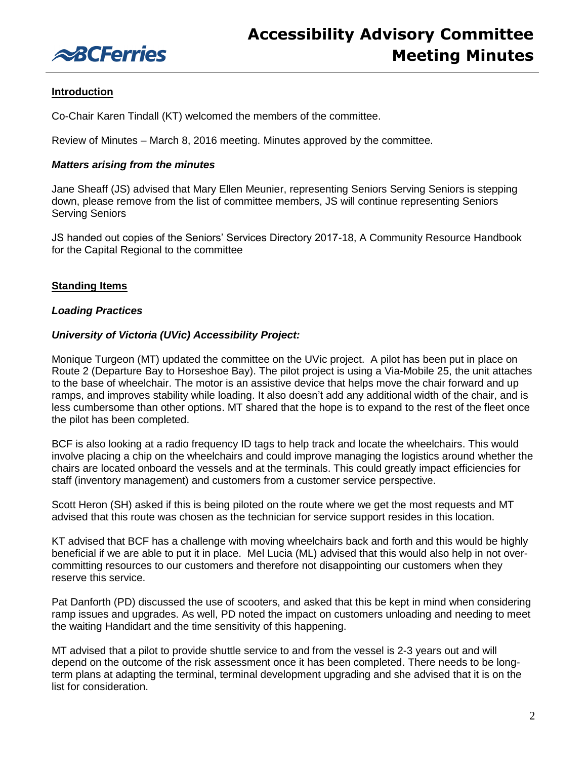## Introduction

Co-Chair Karen Tindall (KT) welcomed the members of the committee.

Review of Minutes – March 8, 2016 meeting. Minutes approved by the committee.

### *Matters arising from the minutes*

Jane Sheaff (JS) advised that Mary Ellen Meunier, representing Seniors Serving Seniors is stepping down, please remove from the list of committee members, JS will continue representing Seniors Serving Seniors

JS handed out copies of the Seniors' Services Directory 2017-18, A Community Resource Handbook for the Capital Regional to the committee

## Standing Items

### *Loading Practices*

### *University of Victoria (UVic) Accessibility Project:*

Monique Turgeon (MT) updated the committee on the UVic project. A pilot has been put in place on Route 2 (Departure Bay to Horseshoe Bay). The pilot project is using a Via-Mobile 25, the unit attaches to the base of wheelchair. The motor is an assistive device that helps move the chair forward and up ramps, and improves stability while loading. It also doesn't add any additional width of the chair, and is less cumbersome than other options. MT shared that the hope is to expand to the rest of the fleet once the pilot has been completed.

BCF is also looking at a radio frequency ID tags to help track and locate the wheelchairs. This would involve placing a chip on the wheelchairs and could improve managing the logistics around whether the chairs are located onboard the vessels and at the terminals. This could greatly impact efficiencies for staff (inventory management) and customers from a customer service perspective.

Scott Heron (SH) asked if this is being piloted on the route where we get the most requests and MT advised that this route was chosen as the technician for service support resides in this location.

KT advised that BCF has a challenge with moving wheelchairs back and forth and this would be highly beneficial if we are able to put it in place. Mel Lucia (ML) advised that this would also help in not over-committing resources to our customers and therefore not disappointing our customers when they reserve this service.

Pat Danforth (PD) discussed the use of scooters, and asked that this be kept in mind when considering ramp issues and upgrades. As well, PD noted the impact on customers unloading and needing to meet the waiting Handidart and the time sensitivity of this happening.

MT advised that a pilot to provide shuttle service to and from the vessel is 2-3 years out and will depend on the outcome of the risk assessment once it has been completed. There needs to be long-term plans at adapting the terminal, terminal development upgrading and she advised that it is on the list for consideration.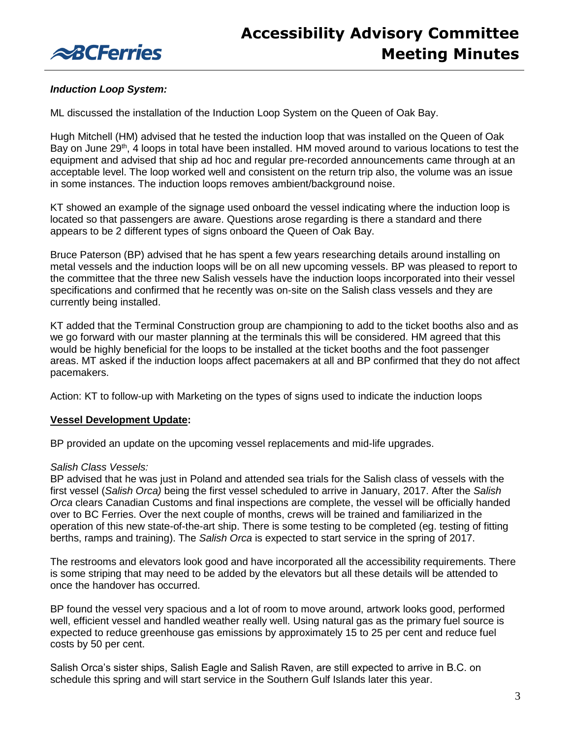***Induction Loop System:***

ML discussed the installation of the Induction Loop System on the Queen of Oak Bay.

Hugh Mitchell (HM) advised that he tested the induction loop that was installed on the Queen of Oak Bay on June 29th, 4 loops in total have been installed. HM moved around to various locations to test the equipment and advised that ship ad hoc and regular pre-recorded announcements came through at an acceptable level. The loop worked well and consistent on the return trip also, the volume was an issue in some instances. The induction loops removes ambient/background noise.

KT showed an example of the signage used onboard the vessel indicating where the induction loop is located so that passengers are aware. Questions arose regarding is there a standard and there appears to be 2 different types of signs onboard the Queen of Oak Bay.

Bruce Paterson (BP) advised that he has spent a few years researching details around installing on metal vessels and the induction loops will be on all new upcoming vessels. BP was pleased to report to the committee that the three new Salish vessels have the induction loops incorporated into their vessel specifications and confirmed that he recently was on-site on the Salish class vessels and they are currently being installed.

KT added that the Terminal Construction group are championing to add to the ticket booths also and as we go forward with our master planning at the terminals this will be considered. HM agreed that this would be highly beneficial for the loops to be installed at the ticket booths and the foot passenger areas. MT asked if the induction loops affect pacemakers at all and BP confirmed that they do not affect pacemakers.

Action: KT to follow-up with Marketing on the types of signs used to indicate the induction loops

**Vessel Development Update:**

BP provided an update on the upcoming vessel replacements and mid-life upgrades.

*Salish Class Vessels:*

BP advised that he was just in Poland and attended sea trials for the Salish class of vessels with the first vessel (*Salish Orca)* being the first vessel scheduled to arrive in January, 2017. After the *Salish Orca* clears Canadian Customs and final inspections are complete, the vessel will be officially handed over to BC Ferries. Over the next couple of months, crews will be trained and familiarized in the operation of this new state-of-the-art ship. There is some testing to be completed (eg. testing of fitting berths, ramps and training). The *Salish Orca* is expected to start service in the spring of 2017.

The restrooms and elevators look good and have incorporated all the accessibility requirements. There is some striping that may need to be added by the elevators but all these details will be attended to once the handover has occurred.

BP found the vessel very spacious and a lot of room to move around, artwork looks good, performed well, efficient vessel and handled weather really well. Using natural gas as the primary fuel source is expected to reduce greenhouse gas emissions by approximately 15 to 25 per cent and reduce fuel costs by 50 per cent.

Salish Orca's sister ships, Salish Eagle and Salish Raven, are still expected to arrive in B.C. on schedule this spring and will start service in the Southern Gulf Islands later this year.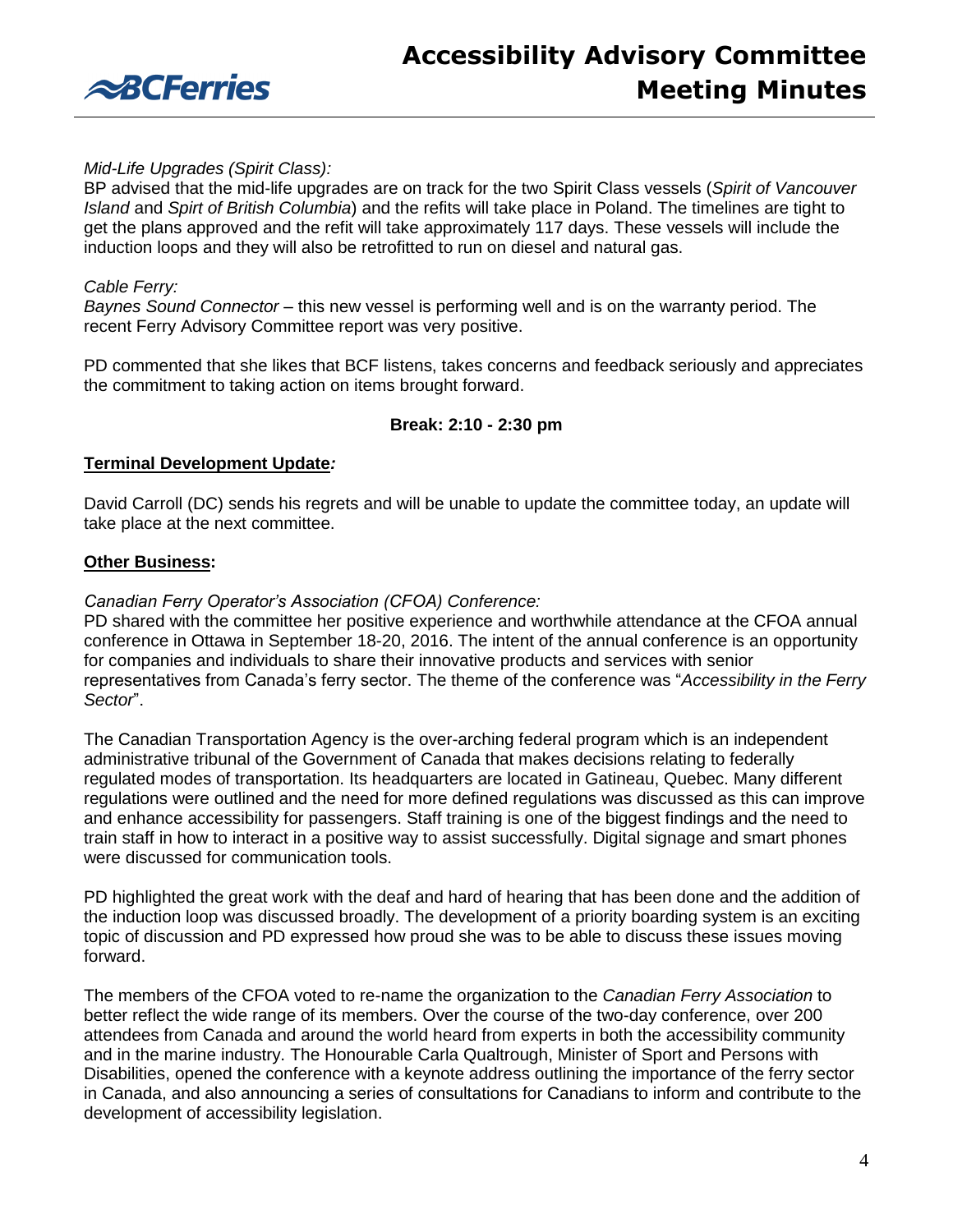*Mid-Life Upgrades (Spirit Class):*
BP advised that the mid-life upgrades are on track for the two Spirit Class vessels (*Spirit of Vancouver Island* and *Spirt of British Columbia*) and the refits will take place in Poland. The timelines are tight to get the plans approved and the refit will take approximately 117 days. These vessels will include the induction loops and they will also be retrofitted to run on diesel and natural gas.

*Cable Ferry:*
*Baynes Sound Connector* – this new vessel is performing well and is on the warranty period. The recent Ferry Advisory Committee report was very positive.

PD commented that she likes that BCF listens, takes concerns and feedback seriously and appreciates the commitment to taking action on items brought forward.

**Break: 2:10 - 2:30 pm**

**<u>Terminal Development Update</u>*:***

David Carroll (DC) sends his regrets and will be unable to update the committee today, an update will take place at the next committee.

**<u>Other Business</u>:**

*Canadian Ferry Operator's Association (CFOA) Conference:*
PD shared with the committee her positive experience and worthwhile attendance at the CFOA annual conference in Ottawa in September 18-20, 2016. The intent of the annual conference is an opportunity for companies and individuals to share their innovative products and services with senior representatives from Canada's ferry sector. The theme of the conference was "*Accessibility in the Ferry Sector*".

The Canadian Transportation Agency is the over-arching federal program which is an independent administrative tribunal of the Government of Canada that makes decisions relating to federally regulated modes of transportation. Its headquarters are located in Gatineau, Quebec. Many different regulations were outlined and the need for more defined regulations was discussed as this can improve and enhance accessibility for passengers. Staff training is one of the biggest findings and the need to train staff in how to interact in a positive way to assist successfully. Digital signage and smart phones were discussed for communication tools.

PD highlighted the great work with the deaf and hard of hearing that has been done and the addition of the induction loop was discussed broadly. The development of a priority boarding system is an exciting topic of discussion and PD expressed how proud she was to be able to discuss these issues moving forward.

The members of the CFOA voted to re-name the organization to the *Canadian Ferry Association* to better reflect the wide range of its members. Over the course of the two-day conference, over 200 attendees from Canada and around the world heard from experts in both the accessibility community and in the marine industry. The Honourable Carla Qualtrough, Minister of Sport and Persons with Disabilities, opened the conference with a keynote address outlining the importance of the ferry sector in Canada, and also announcing a series of consultations for Canadians to inform and contribute to the development of accessibility legislation.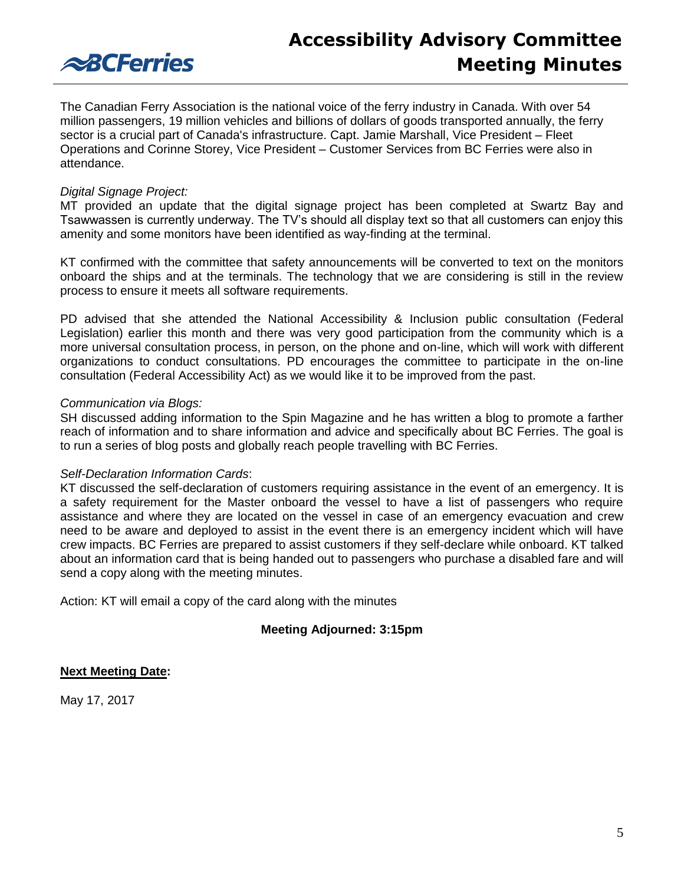The Canadian Ferry Association is the national voice of the ferry industry in Canada. With over 54 million passengers, 19 million vehicles and billions of dollars of goods transported annually, the ferry sector is a crucial part of Canada's infrastructure. Capt. Jamie Marshall, Vice President – Fleet Operations and Corinne Storey, Vice President – Customer Services from BC Ferries were also in attendance.

*Digital Signage Project:*
MT provided an update that the digital signage project has been completed at Swartz Bay and Tsawwassen is currently underway. The TV's should all display text so that all customers can enjoy this amenity and some monitors have been identified as way-finding at the terminal.

KT confirmed with the committee that safety announcements will be converted to text on the monitors onboard the ships and at the terminals. The technology that we are considering is still in the review process to ensure it meets all software requirements.

PD advised that she attended the National Accessibility & Inclusion public consultation (Federal Legislation) earlier this month and there was very good participation from the community which is a more universal consultation process, in person, on the phone and on-line, which will work with different organizations to conduct consultations. PD encourages the committee to participate in the on-line consultation (Federal Accessibility Act) as we would like it to be improved from the past.

*Communication via Blogs:*
SH discussed adding information to the Spin Magazine and he has written a blog to promote a farther reach of information and to share information and advice and specifically about BC Ferries. The goal is to run a series of blog posts and globally reach people travelling with BC Ferries.

*Self-Declaration Information Cards*:
KT discussed the self-declaration of customers requiring assistance in the event of an emergency. It is a safety requirement for the Master onboard the vessel to have a list of passengers who require assistance and where they are located on the vessel in case of an emergency evacuation and crew need to be aware and deployed to assist in the event there is an emergency incident which will have crew impacts. BC Ferries are prepared to assist customers if they self-declare while onboard. KT talked about an information card that is being handed out to passengers who purchase a disabled fare and will send a copy along with the meeting minutes.

Action: KT will email a copy of the card along with the minutes

**Meeting Adjourned: 3:15pm**

**Next Meeting Date:**

May 17, 2017